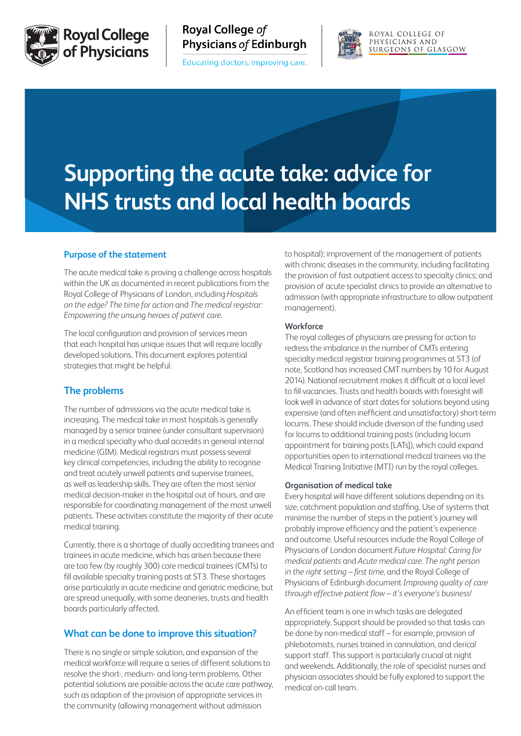Royal College of Physicians

Royal College *of* Physicians *of* Edinburgh

Educating doctors, improving care.

ROYAL COLLEGE OF PHYSICIANS AND SURGEONS OF GLASGOW

# Supporting the acute take: advice for NHS trusts and local health boards

## Purpose of the statement

The acute medical take is proving a challenge across hospitals within the UK as documented in recent publications from the Royal College of Physicians of London, including *Hospitals on the edge? The time for action* and *The medical registrar: Empowering the unsung heroes of patient care.*

The local configuration and provision of services mean that each hospital has unique issues that will require locally developed solutions. This document explores potential strategies that might be helpful.

## The problems

The number of admissions via the acute medical take is increasing. The medical take in most hospitals is generally managed by a senior trainee (under consultant supervision) in a medical specialty who dual accredits in general internal medicine (GIM). Medical registrars must possess several key clinical competencies, including the ability to recognise and treat acutely unwell patients and supervise trainees, as well as leadership skills. They are often the most senior medical decision-maker in the hospital out of hours, and are responsible for coordinating management of the most unwell patients. These activities constitute the majority of their acute medical training.

Currently, there is a shortage of dually accrediting trainees and trainees in acute medicine, which has arisen because there are too few (by roughly 300) core medical trainees (CMTs) to fill available specialty training posts at ST3. These shortages arise particularly in acute medicine and geriatric medicine, but are spread unequally, with some deaneries, trusts and health boards particularly affected.

## What can be done to improve this situation?

There is no single or simple solution, and expansion of the medical workforce will require a series of different solutions to resolve the short-, medium- and long-term problems. Other potential solutions are possible across the acute care pathway, such as adaption of the provision of appropriate services in the community (allowing management without admission to hospital); improvement of the management of patients with chronic diseases in the community, including facilitating the provision of fast outpatient access to specialty clinics; and provision of acute specialist clinics to provide an alternative to admission (with appropriate infrastructure to allow outpatient management).

### Workforce

The royal colleges of physicians are pressing for action to redress the imbalance in the number of CMTs entering specialty medical registrar training programmes at ST3 (of note, Scotland has increased CMT numbers by 10 for August 2014). National recruitment makes it difficult at a local level to fill vacancies. Trusts and health boards with foresight will look well in advance of start dates for solutions beyond using expensive (and often inefficient and unsatisfactory) short-term locums. These should include diversion of the funding used for locums to additional training posts (including locum appointment for training posts [LATs]), which could expand opportunities open to international medical trainees via the Medical Training Initiative (MTI) run by the royal colleges.

### Organisation of medical take

Every hospital will have different solutions depending on its size, catchment population and staffing. Use of systems that minimise the number of steps in the patient's journey will probably improve efficiency and the patient's experience and outcome. Useful resources include the Royal College of Physicians of London document *Future Hospital: Caring for medical patients* and *Acute medical care. The right person in the right setting – first time*, and the Royal College of Physicians of Edinburgh document *Improving quality of care through effective patient flow – it's everyone's business!*

An efficient team is one in which tasks are delegated appropriately. Support should be provided so that tasks can be done by non-medical staff – for example, provision of phlebotomists, nurses trained in cannulation, and clerical support staff. This support is particularly crucial at night and weekends. Additionally, the role of specialist nurses and physician associates should be fully explored to support the medical on-call team.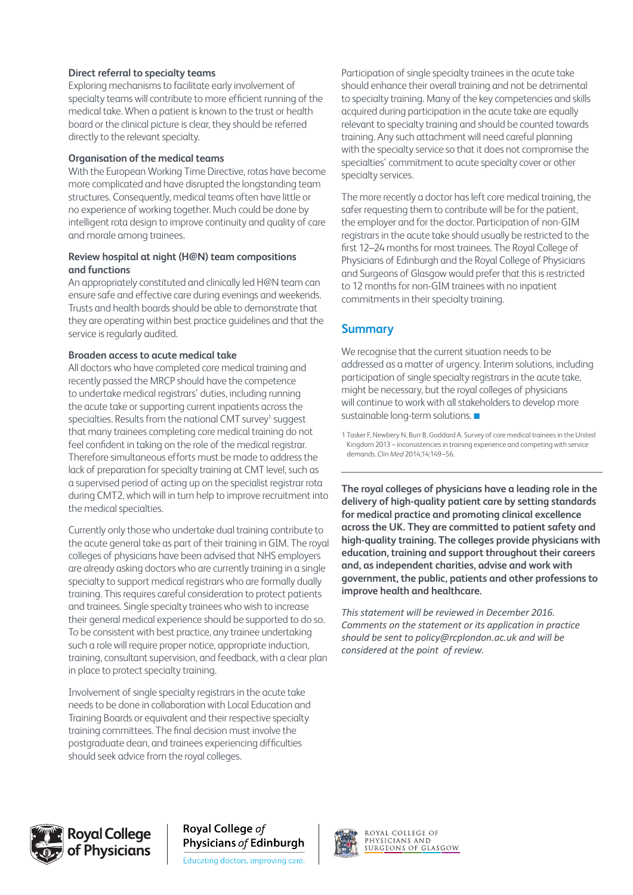**Direct referral to specialty teams**

Exploring mechanisms to facilitate early involvement of specialty teams will contribute to more efficient running of the medical take. When a patient is known to the trust or health board or the clinical picture is clear, they should be referred directly to the relevant specialty.

**Organisation of the medical teams**

With the European Working Time Directive, rotas have become more complicated and have disrupted the longstanding team structures. Consequently, medical teams often have little or no experience of working together. Much could be done by intelligent rota design to improve continuity and quality of care and morale among trainees.

**Review hospital at night (H@N) team compositions and functions**

An appropriately constituted and clinically led H@N team can ensure safe and effective care during evenings and weekends. Trusts and health boards should be able to demonstrate that they are operating within best practice guidelines and that the service is regularly audited.

**Broaden access to acute medical take**

All doctors who have completed core medical training and recently passed the MRCP should have the competence to undertake medical registrars' duties, including running the acute take or supporting current inpatients across the specialties. Results from the national CMT survey[1] suggest that many trainees completing core medical training do not feel confident in taking on the role of the medical registrar. Therefore simultaneous efforts must be made to address the lack of preparation for specialty training at CMT level, such as a supervised period of acting up on the specialist registrar rota during CMT2, which will in turn help to improve recruitment into the medical specialties.

Currently only those who undertake dual training contribute to the acute general take as part of their training in GIM. The royal colleges of physicians have been advised that NHS employers are already asking doctors who are currently training in a single specialty to support medical registrars who are formally dually training. This requires careful consideration to protect patients and trainees. Single specialty trainees who wish to increase their general medical experience should be supported to do so. To be consistent with best practice, any trainee undertaking such a role will require proper notice, appropriate induction, training, consultant supervision, and feedback, with a clear plan in place to protect specialty training.

Involvement of single specialty registrars in the acute take needs to be done in collaboration with Local Education and Training Boards or equivalent and their respective specialty training committees. The final decision must involve the postgraduate dean, and trainees experiencing difficulties should seek advice from the royal colleges.

Participation of single specialty trainees in the acute take should enhance their overall training and not be detrimental to specialty training. Many of the key competencies and skills acquired during participation in the acute take are equally relevant to specialty training and should be counted towards training. Any such attachment will need careful planning with the specialty service so that it does not compromise the specialties' commitment to acute specialty cover or other specialty services.

The more recently a doctor has left core medical training, the safer requesting them to contribute will be for the patient, the employer and for the doctor. Participation of non-GIM registrars in the acute take should usually be restricted to the first 12–24 months for most trainees. The Royal College of Physicians of Edinburgh and the Royal College of Physicians and Surgeons of Glasgow would prefer that this is restricted to 12 months for non-GIM trainees with no inpatient commitments in their specialty training.

## Summary

We recognise that the current situation needs to be addressed as a matter of urgency. Interim solutions, including participation of single specialty registrars in the acute take, might be necessary, but the royal colleges of physicians will continue to work with all stakeholders to develop more sustainable long-term solutions. ■

1 Tasker F, Newbery N, Burr B, Goddard A. Survey of core medical trainees in the United Kingdom 2013 – inconsistencies in training experience and competing with service demands. *Clin Med* 2014;14:149–56.

---

**The royal colleges of physicians have a leading role in the delivery of high-quality patient care by setting standards for medical practice and promoting clinical excellence across the UK. They are committed to patient safety and high-quality training. The colleges provide physicians with education, training and support throughout their careers and, as independent charities, advise and work with government, the public, patients and other professions to improve health and healthcare.**

*This statement will be reviewed in December 2016. Comments on the statement or its application in practice should be sent to policy@rcplondon.ac.uk and will be considered at the point of review.*

Royal College of Physicians

Royal College *of* Physicians *of* Edinburgh
Educating doctors, improving care.

Royal College of Physicians and Surgeons of Glasgow